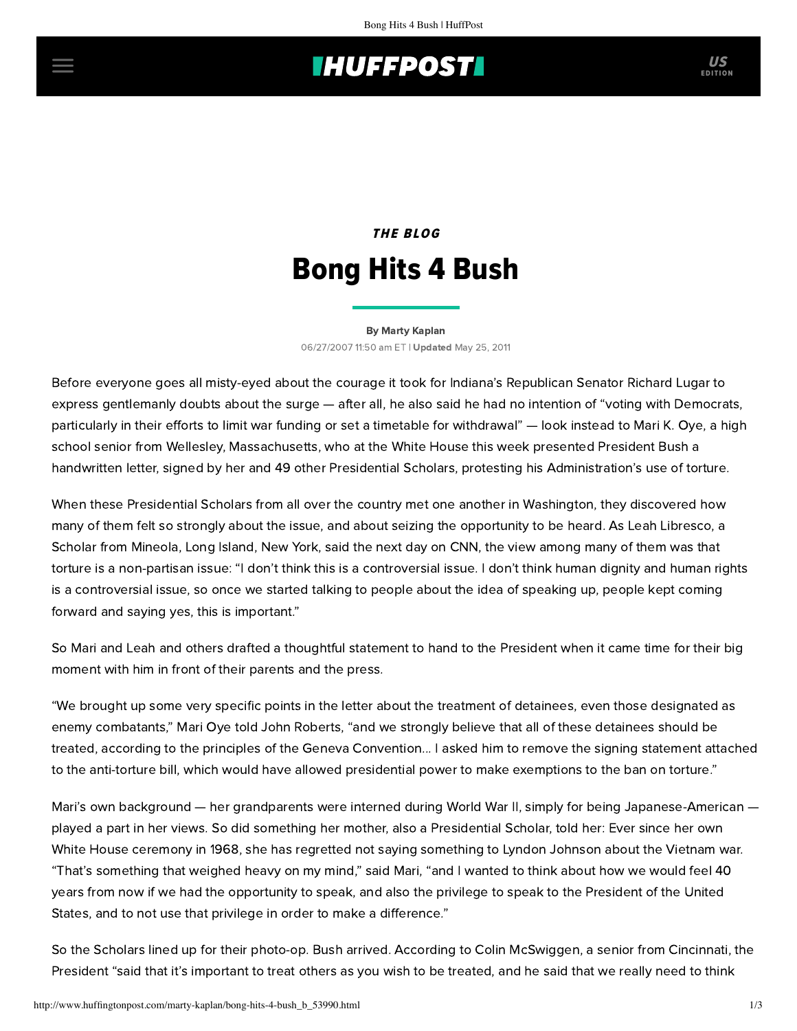*THE BLOG*

# Bong Hits 4 Bush

**By Marty Kaplan**

06/27/2007 11:50 am ET | **Updated** May 25, 2011

Before everyone goes all misty-eyed about the courage it took for Indiana's Republican Senator Richard Lugar to express gentlemanly doubts about the surge — after all, he also said he had no intention of "voting with Democrats, particularly in their efforts to limit war funding or set a timetable for withdrawal" — look instead to Mari K. Oye, a high school senior from Wellesley, Massachusetts, who at the White House this week presented President Bush a handwritten letter, signed by her and 49 other Presidential Scholars, protesting his Administration's use of torture.

When these Presidential Scholars from all over the country met one another in Washington, they discovered how many of them felt so strongly about the issue, and about seizing the opportunity to be heard. As Leah Libresco, a Scholar from Mineola, Long Island, New York, said the next day on CNN, the view among many of them was that torture is a non-partisan issue: "I don't think this is a controversial issue. I don't think human dignity and human rights is a controversial issue, so once we started talking to people about the idea of speaking up, people kept coming forward and saying yes, this is important."

So Mari and Leah and others drafted a thoughtful statement to hand to the President when it came time for their big moment with him in front of their parents and the press.

"We brought up some very specific points in the letter about the treatment of detainees, even those designated as enemy combatants," Mari Oye told John Roberts, "and we strongly believe that all of these detainees should be treated, according to the principles of the Geneva Convention... I asked him to remove the signing statement attached to the anti-torture bill, which would have allowed presidential power to make exemptions to the ban on torture."

Mari's own background — her grandparents were interned during World War II, simply for being Japanese-American — played a part in her views. So did something her mother, also a Presidential Scholar, told her: Ever since her own White House ceremony in 1968, she has regretted not saying something to Lyndon Johnson about the Vietnam war. "That's something that weighed heavy on my mind," said Mari, "and I wanted to think about how we would feel 40 years from now if we had the opportunity to speak, and also the privilege to speak to the President of the United States, and to not use that privilege in order to make a difference."

So the Scholars lined up for their photo-op. Bush arrived. According to Colin McSwiggen, a senior from Cincinnati, the President "said that it's important to treat others as you wish to be treated, and he said that we really need to think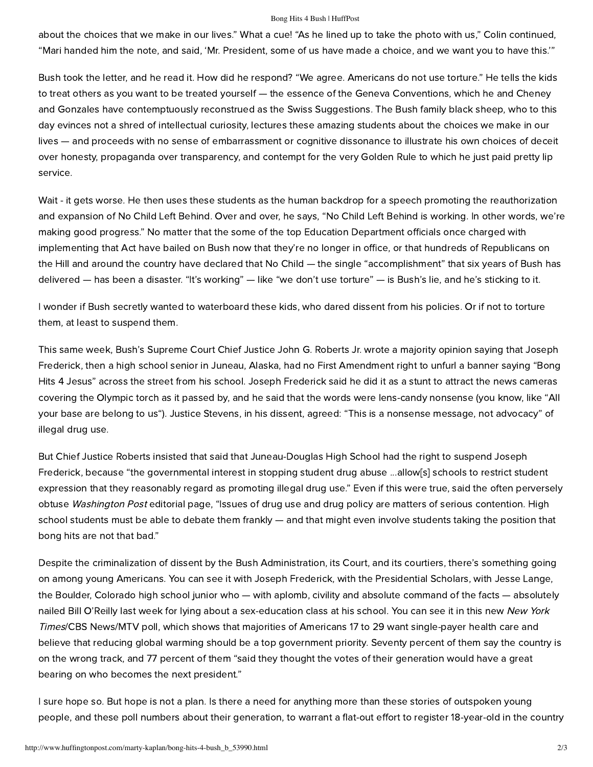about the choices that we make in our lives." What a cue! "As he lined up to take the photo with us," Colin continued, "Mari handed him the note, and said, 'Mr. President, some of us have made a choice, and we want you to have this.'"

Bush took the letter, and he read it. How did he respond? "We agree. Americans do not use torture." He tells the kids to treat others as you want to be treated yourself — the essence of the Geneva Conventions, which he and Cheney and Gonzales have contemptuously reconstrued as the Swiss Suggestions. The Bush family black sheep, who to this day evinces not a shred of intellectual curiosity, lectures these amazing students about the choices we make in our lives — and proceeds with no sense of embarrassment or cognitive dissonance to illustrate his own choices of deceit over honesty, propaganda over transparency, and contempt for the very Golden Rule to which he just paid pretty lip service.

Wait - it gets worse. He then uses these students as the human backdrop for a speech promoting the reauthorization and expansion of No Child Left Behind. Over and over, he says, "No Child Left Behind is working. In other words, we're making good progress." No matter that the some of the top Education Department officials once charged with implementing that Act have bailed on Bush now that they're no longer in office, or that hundreds of Republicans on the Hill and around the country have declared that No Child — the single "accomplishment" that six years of Bush has delivered — has been a disaster. "It's working" — like "we don't use torture" — is Bush's lie, and he's sticking to it.

I wonder if Bush secretly wanted to waterboard these kids, who dared dissent from his policies. Or if not to torture them, at least to suspend them.

This same week, Bush's Supreme Court Chief Justice John G. Roberts Jr. wrote a majority opinion saying that Joseph Frederick, then a high school senior in Juneau, Alaska, had no First Amendment right to unfurl a banner saying "Bong Hits 4 Jesus" across the street from his school. Joseph Frederick said he did it as a stunt to attract the news cameras covering the Olympic torch as it passed by, and he said that the words were lens-candy nonsense (you know, like "All your base are belong to us"). Justice Stevens, in his dissent, agreed: "This is a nonsense message, not advocacy" of illegal drug use.

But Chief Justice Roberts insisted that said that Juneau-Douglas High School had the right to suspend Joseph Frederick, because "the governmental interest in stopping student drug abuse ...allow[s] schools to restrict student expression that they reasonably regard as promoting illegal drug use." Even if this were true, said the often perversely obtuse *Washington Post* editorial page, "Issues of drug use and drug policy are matters of serious contention. High school students must be able to debate them frankly — and that might even involve students taking the position that bong hits are not that bad."

Despite the criminalization of dissent by the Bush Administration, its Court, and its courtiers, there's something going on among young Americans. You can see it with Joseph Frederick, with the Presidential Scholars, with Jesse Lange, the Boulder, Colorado high school junior who — with aplomb, civility and absolute command of the facts — absolutely nailed Bill O'Reilly last week for lying about a sex-education class at his school. You can see it in this new *New York Times*/CBS News/MTV poll, which shows that majorities of Americans 17 to 29 want single-payer health care and believe that reducing global warming should be a top government priority. Seventy percent of them say the country is on the wrong track, and 77 percent of them "said they thought the votes of their generation would have a great bearing on who becomes the next president."

I sure hope so. But hope is not a plan. Is there a need for anything more than these stories of outspoken young people, and these poll numbers about their generation, to warrant a flat-out effort to register 18-year-old in the country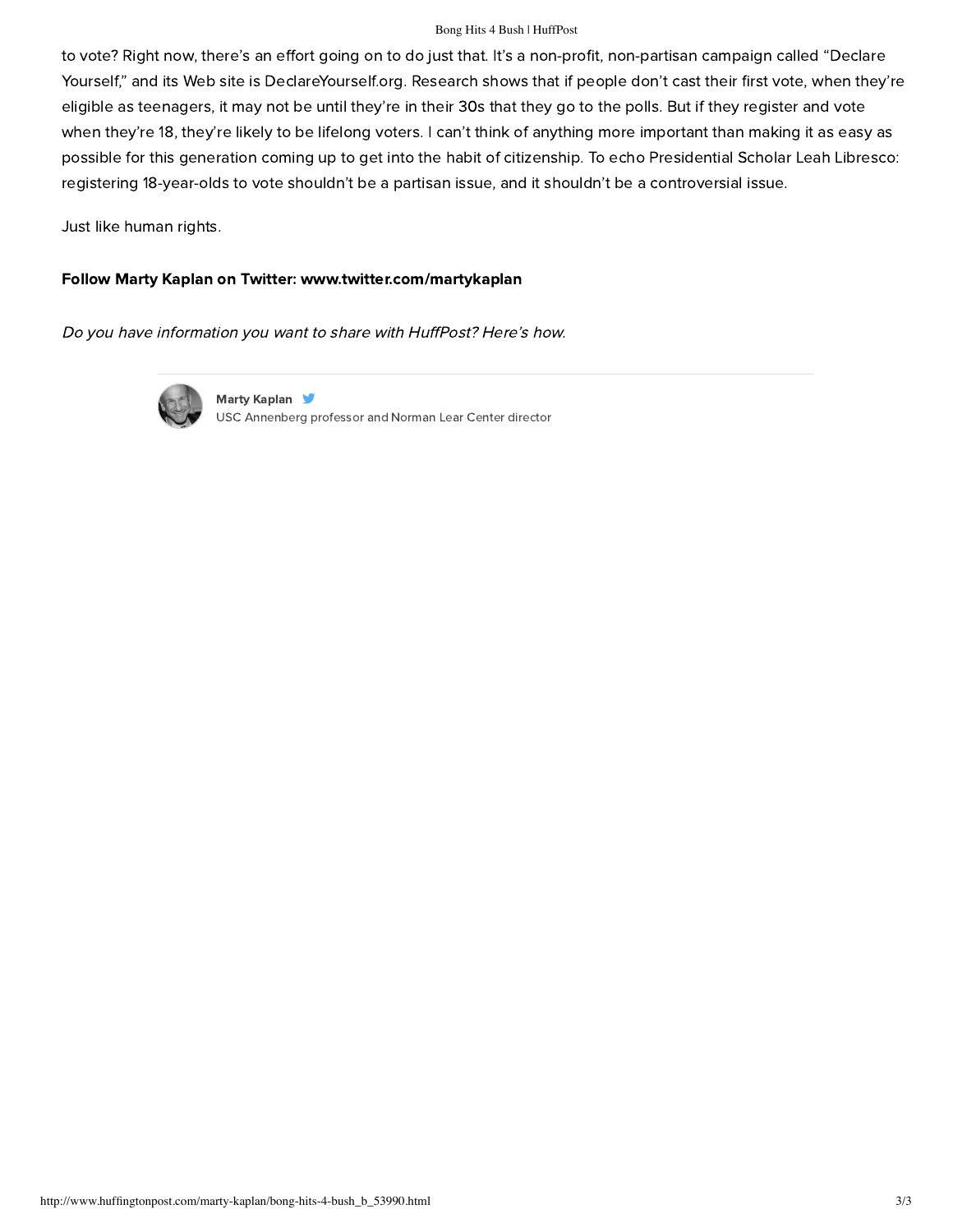to vote? Right now, there's an effort going on to do just that. It's a non-profit, non-partisan campaign called "Declare Yourself," and its Web site is DeclareYourself.org. Research shows that if people don't cast their first vote, when they're eligible as teenagers, it may not be until they're in their 30s that they go to the polls. But if they register and vote when they're 18, they're likely to be lifelong voters. I can't think of anything more important than making it as easy as possible for this generation coming up to get into the habit of citizenship. To echo Presidential Scholar Leah Libresco: registering 18-year-olds to vote shouldn't be a partisan issue, and it shouldn't be a controversial issue.

Just like human rights.

**Follow Marty Kaplan on Twitter: www.twitter.com/martykaplan**

*Do you have information you want to share with HuffPost? Here's how.*

---

**Marty Kaplan**
USC Annenberg professor and Norman Lear Center director